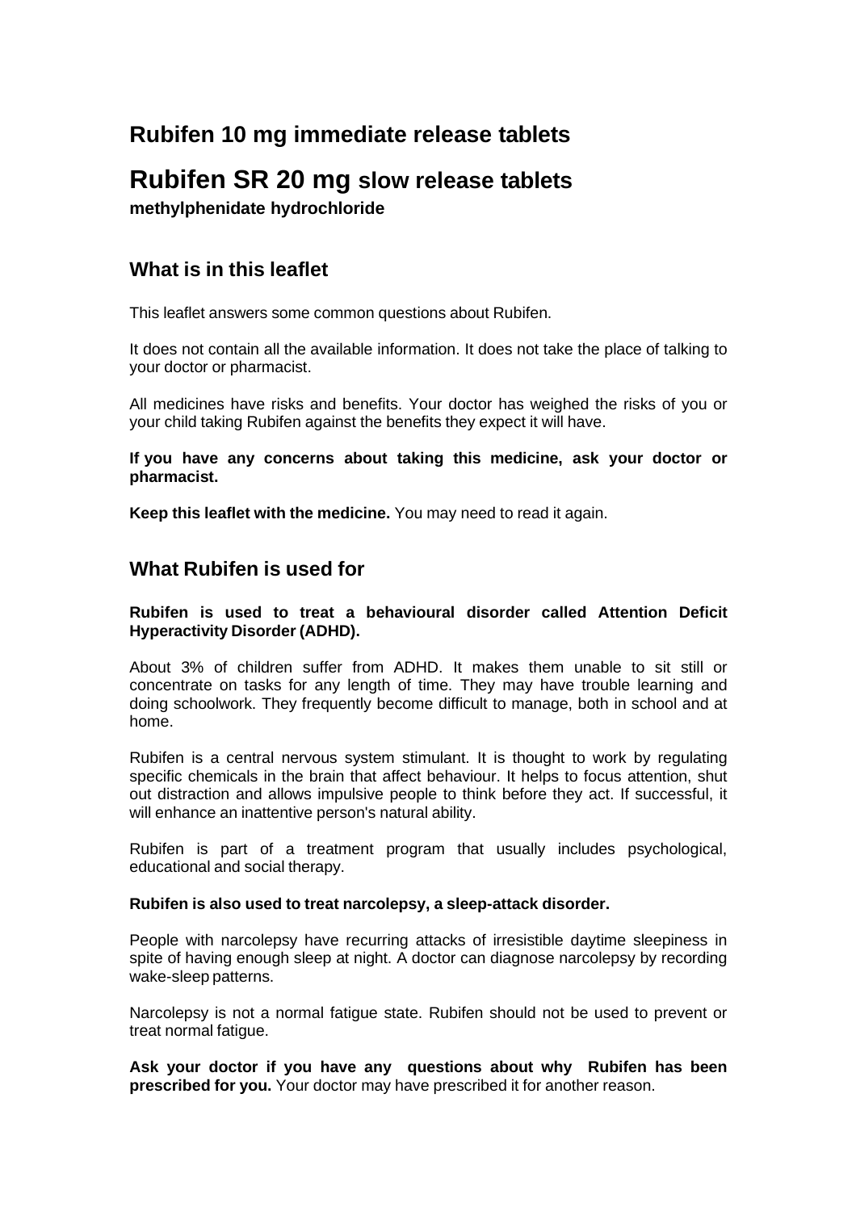# Rubifen 10 mg immediate release tablets

# Rubifen SR 20 mg slow release tablets

**methylphenidate hydrochloride**

## What is in this leaflet

This leaflet answers some common questions about Rubifen.

It does not contain all the available information. It does not take the place of talking to your doctor or pharmacist.

All medicines have risks and benefits. Your doctor has weighed the risks of you or your child taking Rubifen against the benefits they expect it will have.

**If you have any concerns about taking this medicine, ask your doctor or pharmacist.**

**Keep this leaflet with the medicine.** You may need to read it again.

## What Rubifen is used for

**Rubifen is used to treat a behavioural disorder called Attention Deficit Hyperactivity Disorder (ADHD).**

About 3% of children suffer from ADHD. It makes them unable to sit still or concentrate on tasks for any length of time. They may have trouble learning and doing schoolwork. They frequently become difficult to manage, both in school and at home.

Rubifen is a central nervous system stimulant. It is thought to work by regulating specific chemicals in the brain that affect behaviour. It helps to focus attention, shut out distraction and allows impulsive people to think before they act. If successful, it will enhance an inattentive person's natural ability.

Rubifen is part of a treatment program that usually includes psychological, educational and social therapy.

**Rubifen is also used to treat narcolepsy, a sleep-attack disorder.**

People with narcolepsy have recurring attacks of irresistible daytime sleepiness in spite of having enough sleep at night. A doctor can diagnose narcolepsy by recording wake-sleep patterns.

Narcolepsy is not a normal fatigue state. Rubifen should not be used to prevent or treat normal fatigue.

**Ask your doctor if you have any questions about why Rubifen has been prescribed for you.** Your doctor may have prescribed it for another reason.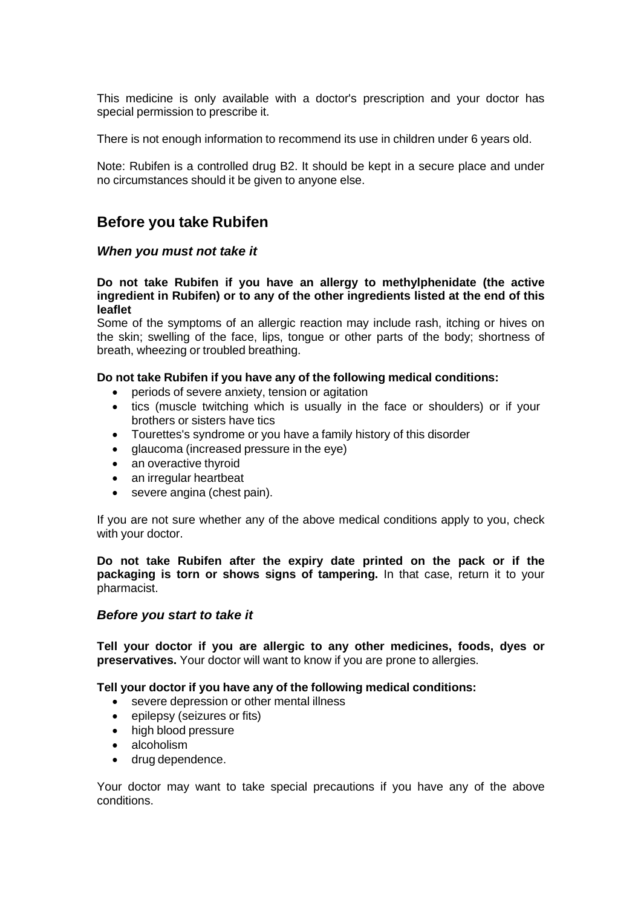This medicine is only available with a doctor's prescription and your doctor has special permission to prescribe it.

There is not enough information to recommend its use in children under 6 years old.

Note: Rubifen is a controlled drug B2. It should be kept in a secure place and under no circumstances should it be given to anyone else.

## Before you take Rubifen

### *When you must not take it*

**Do not take Rubifen if you have an allergy to methylphenidate (the active ingredient in Rubifen) or to any of the other ingredients listed at the end of this leaflet**

Some of the symptoms of an allergic reaction may include rash, itching or hives on the skin; swelling of the face, lips, tongue or other parts of the body; shortness of breath, wheezing or troubled breathing.

**Do not take Rubifen if you have any of the following medical conditions:**

- periods of severe anxiety, tension or agitation
- tics (muscle twitching which is usually in the face or shoulders) or if your brothers or sisters have tics
- Tourettes's syndrome or you have a family history of this disorder
- glaucoma (increased pressure in the eye)
- an overactive thyroid
- an irregular heartbeat
- severe angina (chest pain).

If you are not sure whether any of the above medical conditions apply to you, check with your doctor.

**Do not take Rubifen after the expiry date printed on the pack or if the packaging is torn or shows signs of tampering.** In that case, return it to your pharmacist.

### *Before you start to take it*

**Tell your doctor if you are allergic to any other medicines, foods, dyes or preservatives.** Your doctor will want to know if you are prone to allergies.

**Tell your doctor if you have any of the following medical conditions:**

- severe depression or other mental illness
- epilepsy (seizures or fits)
- high blood pressure
- alcoholism
- drug dependence.

Your doctor may want to take special precautions if you have any of the above conditions.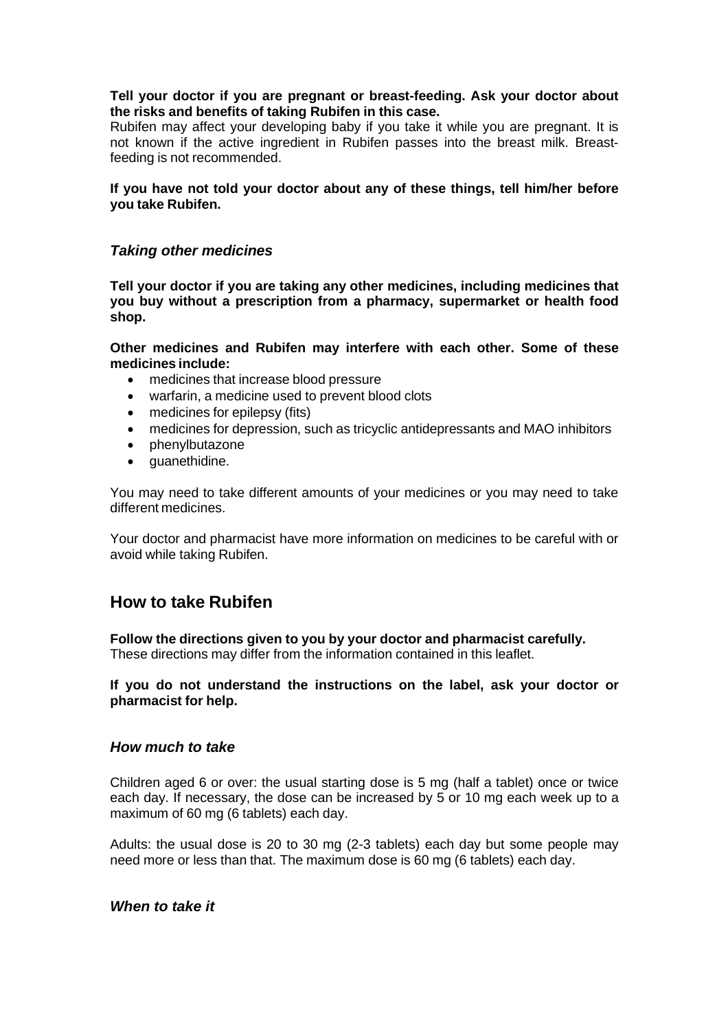**Tell your doctor if you are pregnant or breast-feeding. Ask your doctor about the risks and benefits of taking Rubifen in this case.**
Rubifen may affect your developing baby if you take it while you are pregnant. It is not known if the active ingredient in Rubifen passes into the breast milk. Breast-feeding is not recommended.

**If you have not told your doctor about any of these things, tell him/her before you take Rubifen.**

### *Taking other medicines*

**Tell your doctor if you are taking any other medicines, including medicines that you buy without a prescription from a pharmacy, supermarket or health food shop.**

**Other medicines and Rubifen may interfere with each other. Some of these medicines include:**

- medicines that increase blood pressure
- warfarin, a medicine used to prevent blood clots
- medicines for epilepsy (fits)
- medicines for depression, such as tricyclic antidepressants and MAO inhibitors
- phenylbutazone
- guanethidine.

You may need to take different amounts of your medicines or you may need to take different medicines.

Your doctor and pharmacist have more information on medicines to be careful with or avoid while taking Rubifen.

## How to take Rubifen

**Follow the directions given to you by your doctor and pharmacist carefully.**
These directions may differ from the information contained in this leaflet.

**If you do not understand the instructions on the label, ask your doctor or pharmacist for help.**

### *How much to take*

Children aged 6 or over: the usual starting dose is 5 mg (half a tablet) once or twice each day. If necessary, the dose can be increased by 5 or 10 mg each week up to a maximum of 60 mg (6 tablets) each day.

Adults: the usual dose is 20 to 30 mg (2-3 tablets) each day but some people may need more or less than that. The maximum dose is 60 mg (6 tablets) each day.

### *When to take it*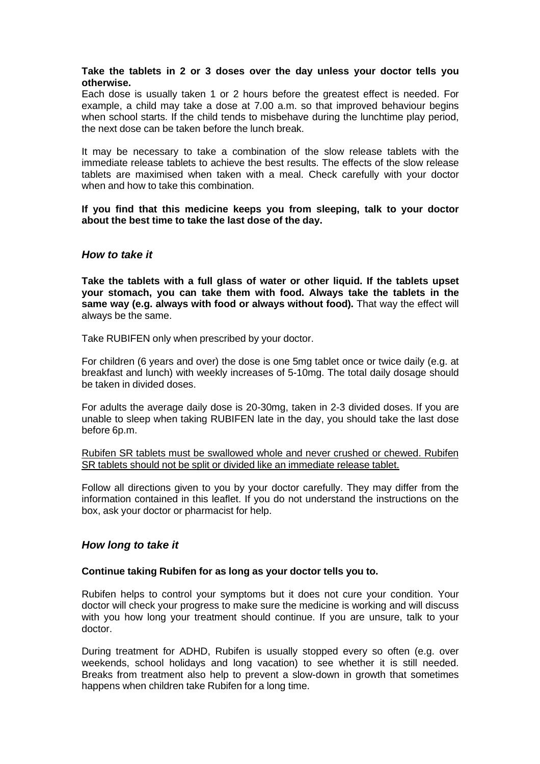**Take the tablets in 2 or 3 doses over the day unless your doctor tells you otherwise.**

Each dose is usually taken 1 or 2 hours before the greatest effect is needed. For example, a child may take a dose at 7.00 a.m. so that improved behaviour begins when school starts. If the child tends to misbehave during the lunchtime play period, the next dose can be taken before the lunch break.

It may be necessary to take a combination of the slow release tablets with the immediate release tablets to achieve the best results. The effects of the slow release tablets are maximised when taken with a meal. Check carefully with your doctor when and how to take this combination.

**If you find that this medicine keeps you from sleeping, talk to your doctor about the best time to take the last dose of the day.**

### *How to take it*

**Take the tablets with a full glass of water or other liquid. If the tablets upset your stomach, you can take them with food. Always take the tablets in the same way (e.g. always with food or always without food).** That way the effect will always be the same.

Take RUBIFEN only when prescribed by your doctor.

For children (6 years and over) the dose is one 5mg tablet once or twice daily (e.g. at breakfast and lunch) with weekly increases of 5-10mg. The total daily dosage should be taken in divided doses.

For adults the average daily dose is 20-30mg, taken in 2-3 divided doses. If you are unable to sleep when taking RUBIFEN late in the day, you should take the last dose before 6p.m.

<u>Rubifen SR tablets must be swallowed whole and never crushed or chewed. Rubifen SR tablets should not be split or divided like an immediate release tablet.</u>

Follow all directions given to you by your doctor carefully. They may differ from the information contained in this leaflet. If you do not understand the instructions on the box, ask your doctor or pharmacist for help.

### *How long to take it*

**Continue taking Rubifen for as long as your doctor tells you to.**

Rubifen helps to control your symptoms but it does not cure your condition. Your doctor will check your progress to make sure the medicine is working and will discuss with you how long your treatment should continue. If you are unsure, talk to your doctor.

During treatment for ADHD, Rubifen is usually stopped every so often (e.g. over weekends, school holidays and long vacation) to see whether it is still needed. Breaks from treatment also help to prevent a slow-down in growth that sometimes happens when children take Rubifen for a long time.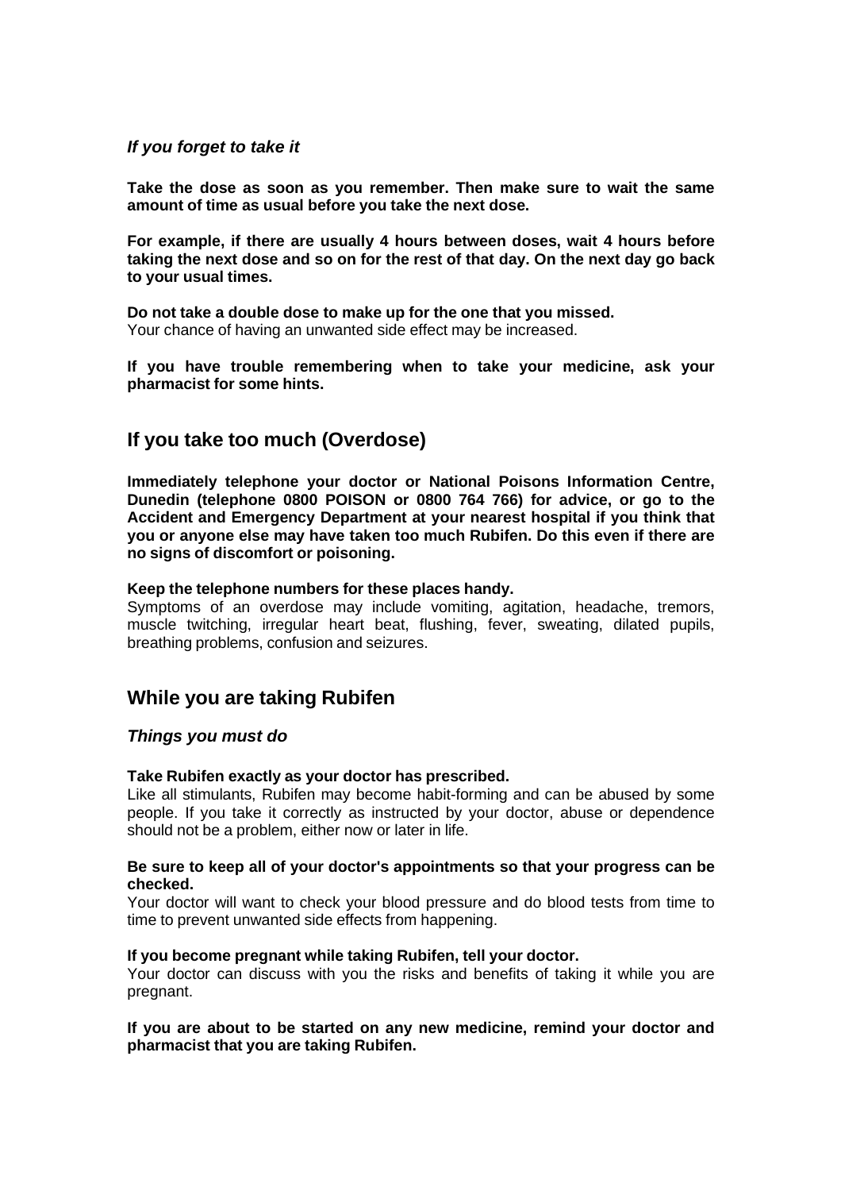### *If you forget to take it*

**Take the dose as soon as you remember. Then make sure to wait the same amount of time as usual before you take the next dose.**

**For example, if there are usually 4 hours between doses, wait 4 hours before taking the next dose and so on for the rest of that day. On the next day go back to your usual times.**

**Do not take a double dose to make up for the one that you missed.**
Your chance of having an unwanted side effect may be increased.

**If you have trouble remembering when to take your medicine, ask your pharmacist for some hints.**

## If you take too much (Overdose)

**Immediately telephone your doctor or National Poisons Information Centre, Dunedin (telephone 0800 POISON or 0800 764 766) for advice, or go to the Accident and Emergency Department at your nearest hospital if you think that you or anyone else may have taken too much Rubifen. Do this even if there are no signs of discomfort or poisoning.**

**Keep the telephone numbers for these places handy.**
Symptoms of an overdose may include vomiting, agitation, headache, tremors, muscle twitching, irregular heart beat, flushing, fever, sweating, dilated pupils, breathing problems, confusion and seizures.

## While you are taking Rubifen

### *Things you must do*

**Take Rubifen exactly as your doctor has prescribed.**
Like all stimulants, Rubifen may become habit-forming and can be abused by some people. If you take it correctly as instructed by your doctor, abuse or dependence should not be a problem, either now or later in life.

**Be sure to keep all of your doctor's appointments so that your progress can be checked.**
Your doctor will want to check your blood pressure and do blood tests from time to time to prevent unwanted side effects from happening.

**If you become pregnant while taking Rubifen, tell your doctor.**
Your doctor can discuss with you the risks and benefits of taking it while you are pregnant.

**If you are about to be started on any new medicine, remind your doctor and pharmacist that you are taking Rubifen.**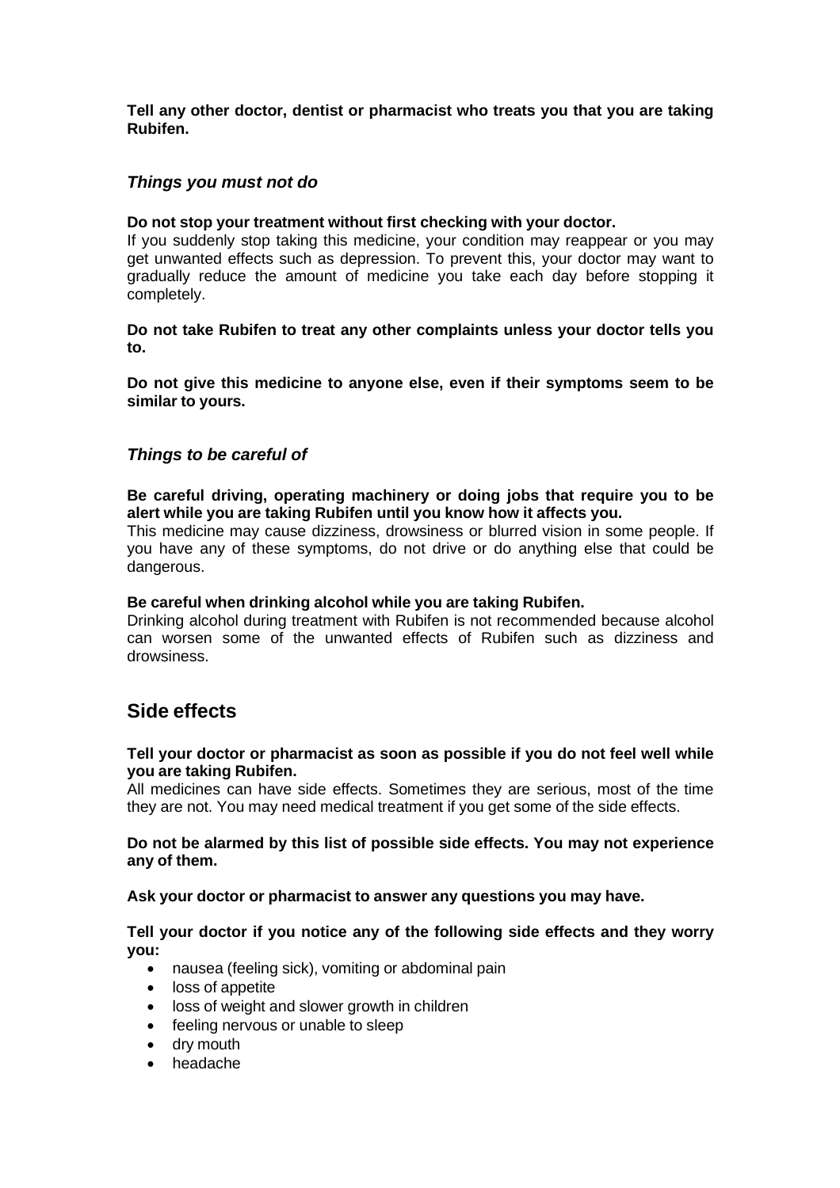**Tell any other doctor, dentist or pharmacist who treats you that you are taking Rubifen.**

### *Things you must not do*

**Do not stop your treatment without first checking with your doctor.**
If you suddenly stop taking this medicine, your condition may reappear or you may get unwanted effects such as depression. To prevent this, your doctor may want to gradually reduce the amount of medicine you take each day before stopping it completely.

**Do not take Rubifen to treat any other complaints unless your doctor tells you to.**

**Do not give this medicine to anyone else, even if their symptoms seem to be similar to yours.**

### *Things to be careful of*

**Be careful driving, operating machinery or doing jobs that require you to be alert while you are taking Rubifen until you know how it affects you.**
This medicine may cause dizziness, drowsiness or blurred vision in some people. If you have any of these symptoms, do not drive or do anything else that could be dangerous.

**Be careful when drinking alcohol while you are taking Rubifen.**
Drinking alcohol during treatment with Rubifen is not recommended because alcohol can worsen some of the unwanted effects of Rubifen such as dizziness and drowsiness.

## Side effects

**Tell your doctor or pharmacist as soon as possible if you do not feel well while you are taking Rubifen.**
All medicines can have side effects. Sometimes they are serious, most of the time they are not. You may need medical treatment if you get some of the side effects.

**Do not be alarmed by this list of possible side effects. You may not experience any of them.**

**Ask your doctor or pharmacist to answer any questions you may have.**

**Tell your doctor if you notice any of the following side effects and they worry you:**

- nausea (feeling sick), vomiting or abdominal pain
- loss of appetite
- loss of weight and slower growth in children
- feeling nervous or unable to sleep
- dry mouth
- headache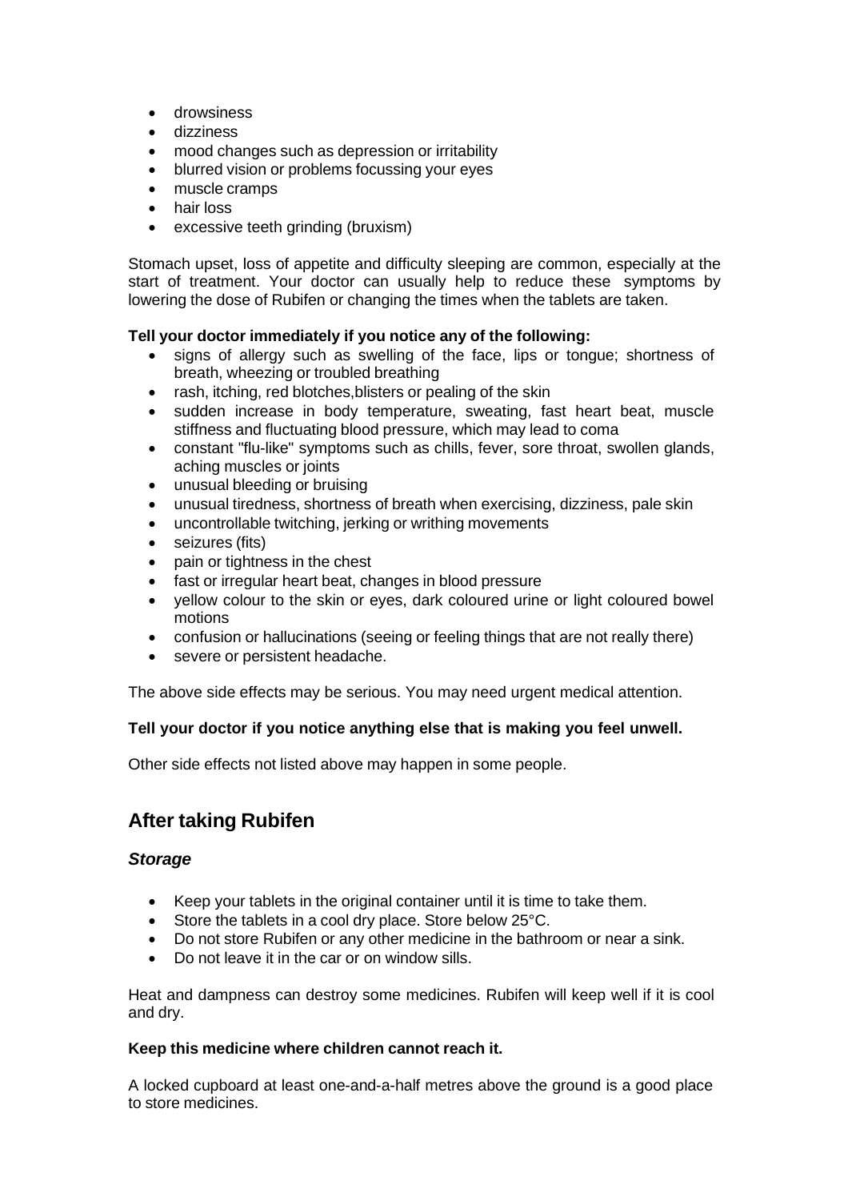- drowsiness
- dizziness
- mood changes such as depression or irritability
- blurred vision or problems focussing your eyes
- muscle cramps
- hair loss
- excessive teeth grinding (bruxism)

Stomach upset, loss of appetite and difficulty sleeping are common, especially at the start of treatment. Your doctor can usually help to reduce these symptoms by lowering the dose of Rubifen or changing the times when the tablets are taken.

**Tell your doctor immediately if you notice any of the following:**

- signs of allergy such as swelling of the face, lips or tongue; shortness of breath, wheezing or troubled breathing
- rash, itching, red blotches,blisters or pealing of the skin
- sudden increase in body temperature, sweating, fast heart beat, muscle stiffness and fluctuating blood pressure, which may lead to coma
- constant "flu-like" symptoms such as chills, fever, sore throat, swollen glands, aching muscles or joints
- unusual bleeding or bruising
- unusual tiredness, shortness of breath when exercising, dizziness, pale skin
- uncontrollable twitching, jerking or writhing movements
- seizures (fits)
- pain or tightness in the chest
- fast or irregular heart beat, changes in blood pressure
- yellow colour to the skin or eyes, dark coloured urine or light coloured bowel motions
- confusion or hallucinations (seeing or feeling things that are not really there)
- severe or persistent headache.

The above side effects may be serious. You may need urgent medical attention.

**Tell your doctor if you notice anything else that is making you feel unwell.**

Other side effects not listed above may happen in some people.

## After taking Rubifen

### *Storage*

- Keep your tablets in the original container until it is time to take them.
- Store the tablets in a cool dry place. Store below 25°C.
- Do not store Rubifen or any other medicine in the bathroom or near a sink.
- Do not leave it in the car or on window sills.

Heat and dampness can destroy some medicines. Rubifen will keep well if it is cool and dry.

**Keep this medicine where children cannot reach it.**

A locked cupboard at least one-and-a-half metres above the ground is a good place to store medicines.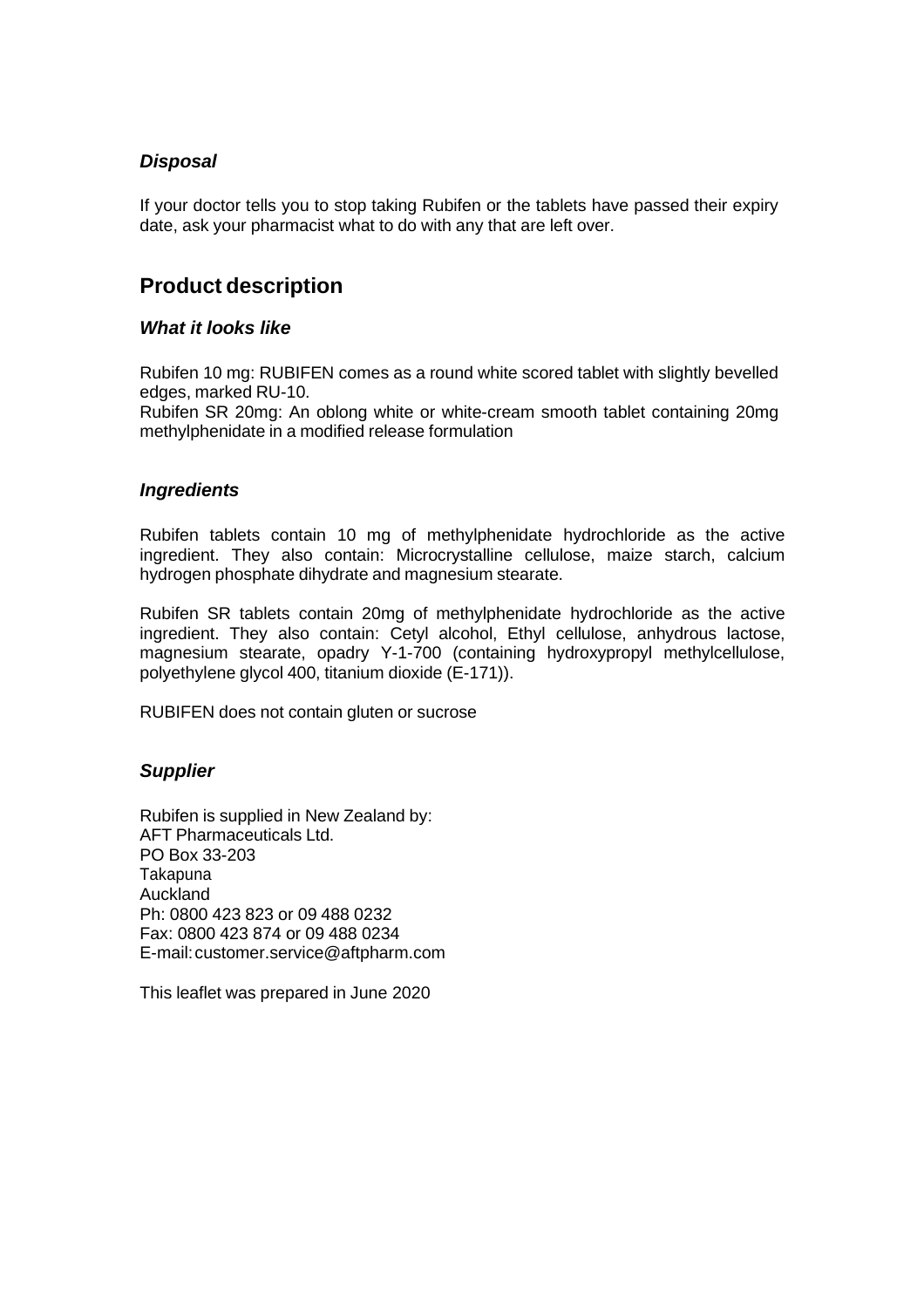### *Disposal*

If your doctor tells you to stop taking Rubifen or the tablets have passed their expiry date, ask your pharmacist what to do with any that are left over.

## Product description

### *What it looks like*

Rubifen 10 mg: RUBIFEN comes as a round white scored tablet with slightly bevelled edges, marked RU-10.
Rubifen SR 20mg: An oblong white or white-cream smooth tablet containing 20mg methylphenidate in a modified release formulation

### *Ingredients*

Rubifen tablets contain 10 mg of methylphenidate hydrochloride as the active ingredient. They also contain: Microcrystalline cellulose, maize starch, calcium hydrogen phosphate dihydrate and magnesium stearate.

Rubifen SR tablets contain 20mg of methylphenidate hydrochloride as the active ingredient. They also contain: Cetyl alcohol, Ethyl cellulose, anhydrous lactose, magnesium stearate, opadry Y-1-700 (containing hydroxypropyl methylcellulose, polyethylene glycol 400, titanium dioxide (E-171)).

RUBIFEN does not contain gluten or sucrose

### *Supplier*

Rubifen is supplied in New Zealand by:
AFT Pharmaceuticals Ltd.
PO Box 33-203
Takapuna
Auckland
Ph: 0800 423 823 or 09 488 0232
Fax: 0800 423 874 or 09 488 0234
E-mail: customer.service@aftpharm.com

This leaflet was prepared in June 2020